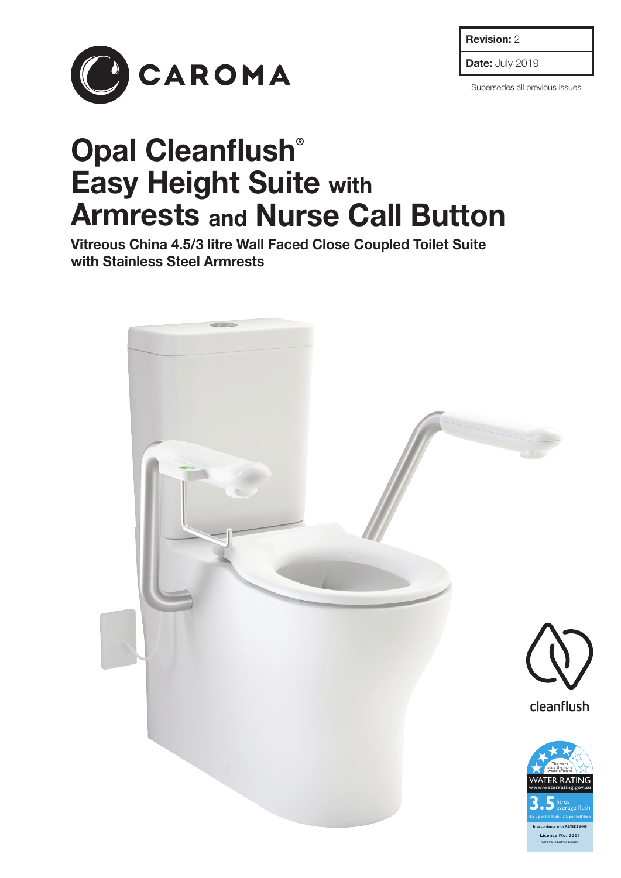CAROMA

| |
|---|
| **Revision:** 2 |
| **Date:** July 2019 |

Supersedes all previous issues

# Opal Cleanflush® Easy Height Suite with Armrests and Nurse Call Button

**Vitreous China 4.5/3 litre Wall Faced Close Coupled Toilet Suite with Stainless Steel Armrests**

cleanflush

WATER RATING
www.waterrating.gov.au
The more stars the more water efficient
3.5 litres average flush
4.5 L per full flush / 3 L per half flush
In accordance with AS/NZS 6400
Licence No. 0001
Caroma Industries Limited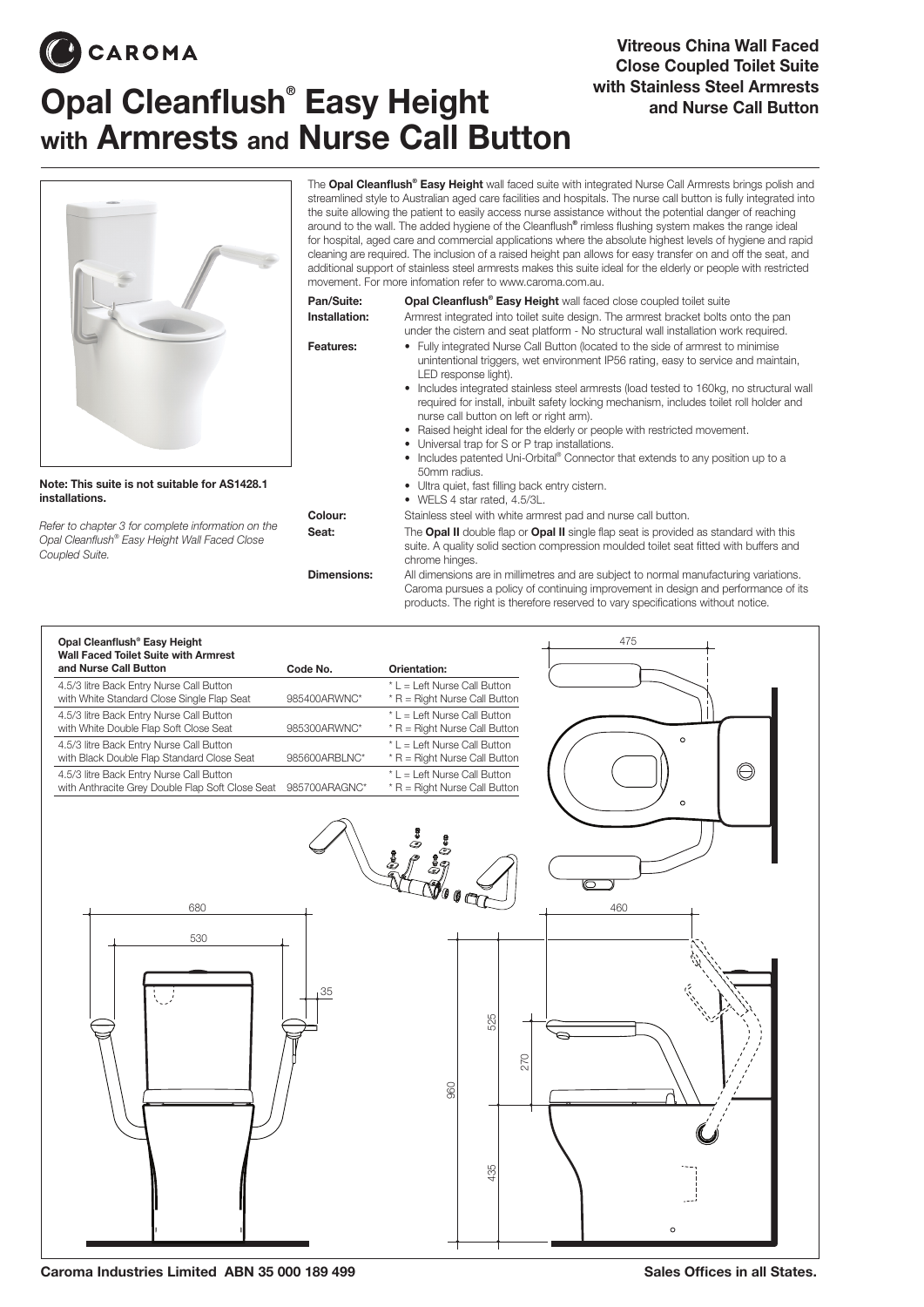# Opal Cleanflush® Easy Height with Armrests and Nurse Call Button

**Vitreous China Wall Faced Close Coupled Toilet Suite with Stainless Steel Armrests and Nurse Call Button**

**Note: This suite is not suitable for AS1428.1 installations.**

*Refer to chapter 3 for complete information on the Opal Cleanflush® Easy Height Wall Faced Close Coupled Suite.*

The **Opal Cleanflush® Easy Height** wall faced suite with integrated Nurse Call Armrests brings polish and streamlined style to Australian aged care facilities and hospitals. The nurse call button is fully integrated into the suite allowing the patient to easily access nurse assistance without the potential danger of reaching around to the wall. The added hygiene of the Cleanflush® rimless flushing system makes the range ideal for hospital, aged care and commercial applications where the absolute highest levels of hygiene and rapid cleaning are required. The inclusion of a raised height pan allows for easy transfer on and off the seat, and additional support of stainless steel armrests makes this suite ideal for the elderly or people with restricted movement. For more infomation refer to www.caroma.com.au.

**Pan/Suite:** **Opal Cleanflush® Easy Height** wall faced close coupled toilet suite

**Installation:** Armrest integrated into toilet suite design. The armrest bracket bolts onto the pan under the cistern and seat platform - No structural wall installation work required.

**Features:**

- Fully integrated Nurse Call Button (located to the side of armrest to minimise unintentional triggers, wet environment IP56 rating, easy to service and maintain, LED response light).
- Includes integrated stainless steel armrests (load tested to 160kg, no structural wall required for install, inbuilt safety locking mechanism, includes toilet roll holder and nurse call button on left or right arm).
- Raised height ideal for the elderly or people with restricted movement.
- Universal trap for S or P trap installations.
- Includes patented Uni-Orbital® Connector that extends to any position up to a 50mm radius.
- Ultra quiet, fast filling back entry cistern.
- WELS 4 star rated, 4.5/3L.

**Colour:** Stainless steel with white armrest pad and nurse call button.

**Seat:** The **Opal II** double flap or **Opal II** single flap seat is provided as standard with this suite. A quality solid section compression moulded toilet seat fitted with buffers and chrome hinges.

**Dimensions:** All dimensions are in millimetres and are subject to normal manufacturing variations. Caroma pursues a policy of continuing improvement in design and performance of its products. The right is therefore reserved to vary specifications without notice.

| Opal Cleanflush® Easy Height Wall Faced Toilet Suite with Armrest and Nurse Call Button | Code No. | Orientation: |
|---|---|---|
| 4.5/3 litre Back Entry Nurse Call Button with White Standard Close Single Flap Seat | 985400ARWNC* | * L = Left Nurse Call Button * R = Right Nurse Call Button |
| 4.5/3 litre Back Entry Nurse Call Button with White Double Flap Soft Close Seat | 985300ARWNC* | * L = Left Nurse Call Button * R = Right Nurse Call Button |
| 4.5/3 litre Back Entry Nurse Call Button with Black Double Flap Standard Close Seat | 985600ARBLNC* | * L = Left Nurse Call Button * R = Right Nurse Call Button |
| 4.5/3 litre Back Entry Nurse Call Button with Anthracite Grey Double Flap Soft Close Seat | 985700ARAGNC* | * L = Left Nurse Call Button * R = Right Nurse Call Button |

475

680

530

35

460

525

270

960

435

Caroma Industries Limited ABN 35 000 189 499

Sales Offices in all States.